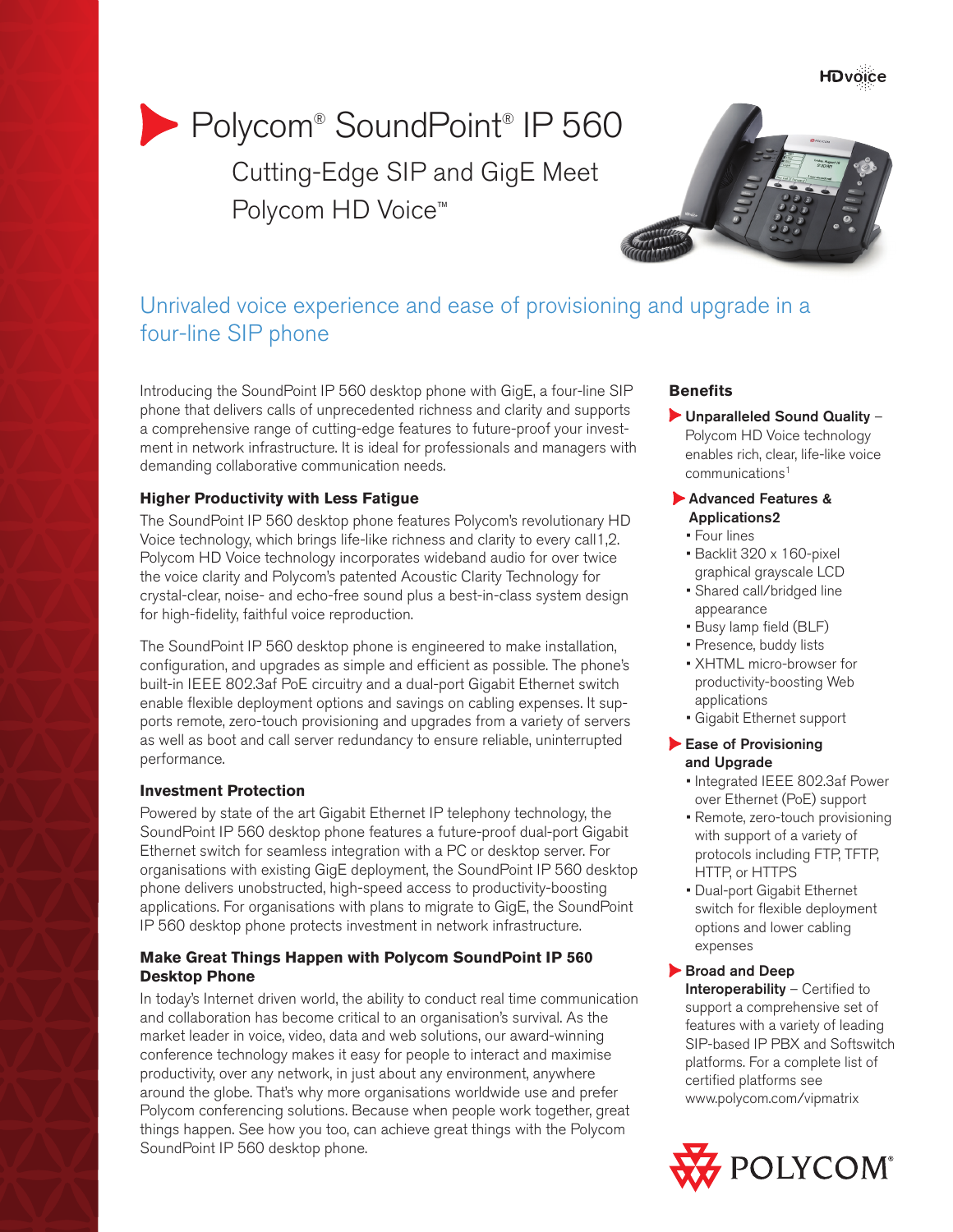HDvoice

# Polycom® SoundPoint® IP 560

## Cutting-Edge SIP and GigE Meet Polycom HD Voice™

### Unrivaled voice experience and ease of provisioning and upgrade in a four-line SIP phone

Introducing the SoundPoint IP 560 desktop phone with GigE, a four-line SIP phone that delivers calls of unprecedented richness and clarity and supports a comprehensive range of cutting-edge features to future-proof your investment in network infrastructure. It is ideal for professionals and managers with demanding collaborative communication needs.

**Higher Productivity with Less Fatigue**

The SoundPoint IP 560 desktop phone features Polycom's revolutionary HD Voice technology, which brings life-like richness and clarity to every call1,2. Polycom HD Voice technology incorporates wideband audio for over twice the voice clarity and Polycom's patented Acoustic Clarity Technology for crystal-clear, noise- and echo-free sound plus a best-in-class system design for high-fidelity, faithful voice reproduction.

The SoundPoint IP 560 desktop phone is engineered to make installation, configuration, and upgrades as simple and efficient as possible. The phone's built-in IEEE 802.3af PoE circuitry and a dual-port Gigabit Ethernet switch enable flexible deployment options and savings on cabling expenses. It supports remote, zero-touch provisioning and upgrades from a variety of servers as well as boot and call server redundancy to ensure reliable, uninterrupted performance.

**Investment Protection**

Powered by state of the art Gigabit Ethernet IP telephony technology, the SoundPoint IP 560 desktop phone features a future-proof dual-port Gigabit Ethernet switch for seamless integration with a PC or desktop server. For organisations with existing GigE deployment, the SoundPoint IP 560 desktop phone delivers unobstructed, high-speed access to productivity-boosting applications. For organisations with plans to migrate to GigE, the SoundPoint IP 560 desktop phone protects investment in network infrastructure.

**Make Great Things Happen with Polycom SoundPoint IP 560 Desktop Phone**

In today's Internet driven world, the ability to conduct real time communication and collaboration has become critical to an organisation's survival. As the market leader in voice, video, data and web solutions, our award-winning conference technology makes it easy for people to interact and maximise productivity, over any network, in just about any environment, anywhere around the globe. That's why more organisations worldwide use and prefer Polycom conferencing solutions. Because when people work together, great things happen. See how you too, can achieve great things with the Polycom SoundPoint IP 560 desktop phone.

**Benefits**

- **Unparalleled Sound Quality** – Polycom HD Voice technology enables rich, clear, life-like voice communications[1]
- **Advanced Features & Applications2**
  - Four lines
  - Backlit 320 x 160-pixel graphical grayscale LCD
  - Shared call/bridged line appearance
  - Busy lamp field (BLF)
  - Presence, buddy lists
  - XHTML micro-browser for productivity-boosting Web applications
  - Gigabit Ethernet support
- **Ease of Provisioning and Upgrade**
  - Integrated IEEE 802.3af Power over Ethernet (PoE) support
  - Remote, zero-touch provisioning with support of a variety of protocols including FTP, TFTP, HTTP, or HTTPS
  - Dual-port Gigabit Ethernet switch for flexible deployment options and lower cabling expenses
- **Broad and Deep Interoperability** – Certified to support a comprehensive set of features with a variety of leading SIP-based IP PBX and Softswitch platforms. For a complete list of certified platforms see www.polycom.com/vipmatrix

POLYCOM®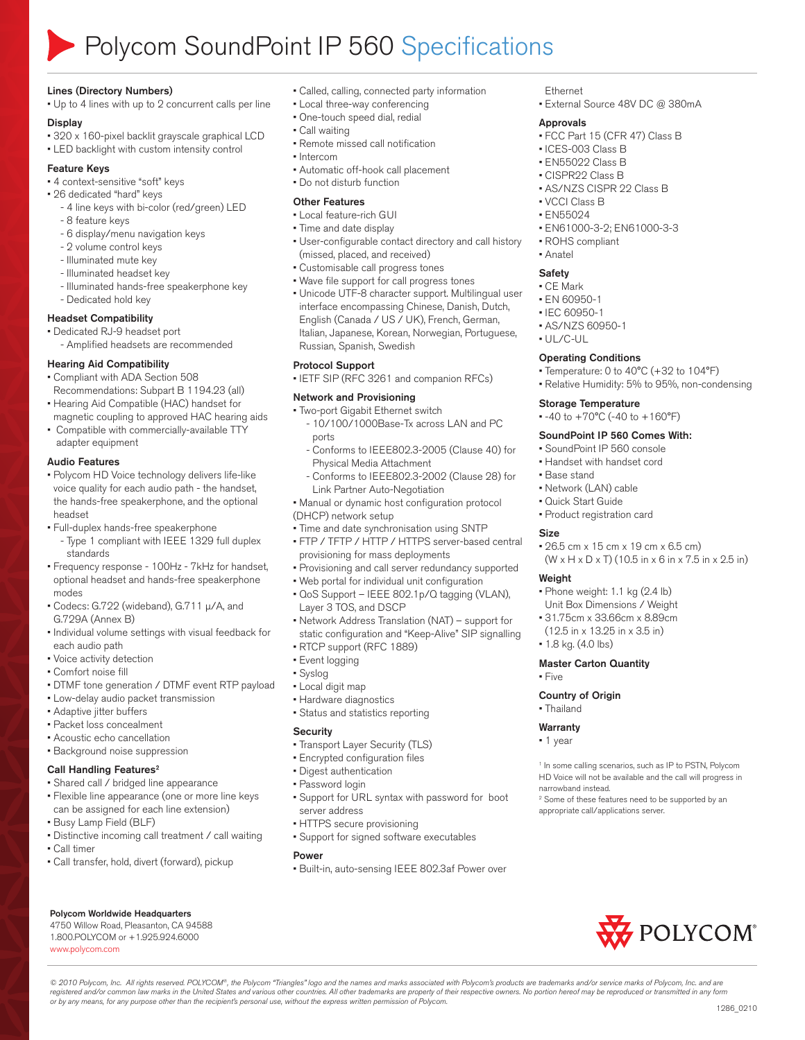# Polycom SoundPoint IP 560 Specifications

### Lines (Directory Numbers)
- Up to 4 lines with up to 2 concurrent calls per line

### Display
- 320 x 160-pixel backlit grayscale graphical LCD
- LED backlight with custom intensity control

### Feature Keys
- 4 context-sensitive "soft" keys
- 26 dedicated "hard" keys
  - 4 line keys with bi-color (red/green) LED
  - 8 feature keys
  - 6 display/menu navigation keys
  - 2 volume control keys
  - Illuminated mute key
  - Illuminated headset key
  - Illuminated hands-free speakerphone key
  - Dedicated hold key

### Headset Compatibility
- Dedicated RJ-9 headset port
  - Amplified headsets are recommended

### Hearing Aid Compatibility
- Compliant with ADA Section 508 Recommendations: Subpart B 1194.23 (all)
- Hearing Aid Compatible (HAC) handset for magnetic coupling to approved HAC hearing aids
- Compatible with commercially-available TTY adapter equipment

### Audio Features
- Polycom HD Voice technology delivers life-like voice quality for each audio path - the handset, the hands-free speakerphone, and the optional headset
- Full-duplex hands-free speakerphone
  - Type 1 compliant with IEEE 1329 full duplex standards
- Frequency response - 100Hz - 7kHz for handset, optional headset and hands-free speakerphone modes
- Codecs: G.722 (wideband), G.711 µ/A, and G.729A (Annex B)
- Individual volume settings with visual feedback for each audio path
- Voice activity detection
- Comfort noise fill
- DTMF tone generation / DTMF event RTP payload
- Low-delay audio packet transmission
- Adaptive jitter buffers
- Packet loss concealment
- Acoustic echo cancellation
- Background noise suppression

### Call Handling Features[2]
- Shared call / bridged line appearance
- Flexible line appearance (one or more line keys can be assigned for each line extension)
- Busy Lamp Field (BLF)
- Distinctive incoming call treatment / call waiting
- Call timer
- Call transfer, hold, divert (forward), pickup
- Called, calling, connected party information
- Local three-way conferencing
- One-touch speed dial, redial
- Call waiting
- Remote missed call notification
- Intercom
- Automatic off-hook call placement
- Do not disturb function

### Other Features
- Local feature-rich GUI
- Time and date display
- User-configurable contact directory and call history (missed, placed, and received)
- Customisable call progress tones
- Wave file support for call progress tones
- Unicode UTF-8 character support. Multilingual user interface encompassing Chinese, Danish, Dutch, English (Canada / US / UK), French, German, Italian, Japanese, Korean, Norwegian, Portuguese, Russian, Spanish, Swedish

### Protocol Support
- IETF SIP (RFC 3261 and companion RFCs)

### Network and Provisioning
- Two-port Gigabit Ethernet switch
  - 10/100/1000Base-Tx across LAN and PC ports
  - Conforms to IEEE802.3-2005 (Clause 40) for Physical Media Attachment
  - Conforms to IEEE802.3-2002 (Clause 28) for Link Partner Auto-Negotiation
- Manual or dynamic host configuration protocol (DHCP) network setup
- Time and date synchronisation using SNTP
- FTP / TFTP / HTTP / HTTPS server-based central provisioning for mass deployments
- Provisioning and call server redundancy supported
- Web portal for individual unit configuration
- QoS Support – IEEE 802.1p/Q tagging (VLAN), Layer 3 TOS, and DSCP
- Network Address Translation (NAT) – support for static configuration and "Keep-Alive" SIP signalling
- RTCP support (RFC 1889)
- Event logging
- Syslog
- Local digit map
- Hardware diagnostics
- Status and statistics reporting

### Security
- Transport Layer Security (TLS)
- Encrypted configuration files
- Digest authentication
- Password login
- Support for URL syntax with password for boot server address
- HTTPS secure provisioning
- Support for signed software executables

### Power
- Built-in, auto-sensing IEEE 802.3af Power over Ethernet
- External Source 48V DC @ 380mA

### Approvals
- FCC Part 15 (CFR 47) Class B
- ICES-003 Class B
- EN55022 Class B
- CISPR22 Class B
- AS/NZS CISPR 22 Class B
- VCCI Class B
- EN55024
- EN61000-3-2; EN61000-3-3
- ROHS compliant
- Anatel

### Safety
- CE Mark
- EN 60950-1
- IEC 60950-1
- AS/NZS 60950-1
- UL/C-UL

### Operating Conditions
- Temperature: 0 to 40°C (+32 to 104°F)
- Relative Humidity: 5% to 95%, non-condensing

### Storage Temperature
- -40 to +70°C (-40 to +160°F)

### SoundPoint IP 560 Comes With:
- SoundPoint IP 560 console
- Handset with handset cord
- Base stand
- Network (LAN) cable
- Quick Start Guide
- Product registration card

### Size
- 26.5 cm x 15 cm x 19 cm x 6.5 cm) (W x H x D x T) (10.5 in x 6 in x 7.5 in x 2.5 in)

### Weight
- Phone weight: 1.1 kg (2.4 lb)
  Unit Box Dimensions / Weight
- 31.75cm x 33.66cm x 8.89cm (12.5 in x 13.25 in x 3.5 in)
- 1.8 kg. (4.0 lbs)

### Master Carton Quantity
- Five

### Country of Origin
- Thailand

### Warranty
- 1 year

[1] In some calling scenarios, such as IP to PSTN, Polycom HD Voice will not be available and the call will progress in narrowband instead.

[2] Some of these features need to be supported by an appropriate call/applications server.

**Polycom Worldwide Headquarters**
4750 Willow Road, Pleasanton, CA 94588
1.800.POLYCOM or +1.925.924.6000
www.polycom.com

POLYCOM®

*© 2010 Polycom, Inc. All rights reserved. POLYCOM®, the Polycom "Triangles" logo and the names and marks associated with Polycom's products are trademarks and/or service marks of Polycom, Inc. and are registered and/or common law marks in the United States and various other countries. All other trademarks are property of their respective owners. No portion hereof may be reproduced or transmitted in any form or by any means, for any purpose other than the recipient's personal use, without the express written permission of Polycom.*

1286_0210